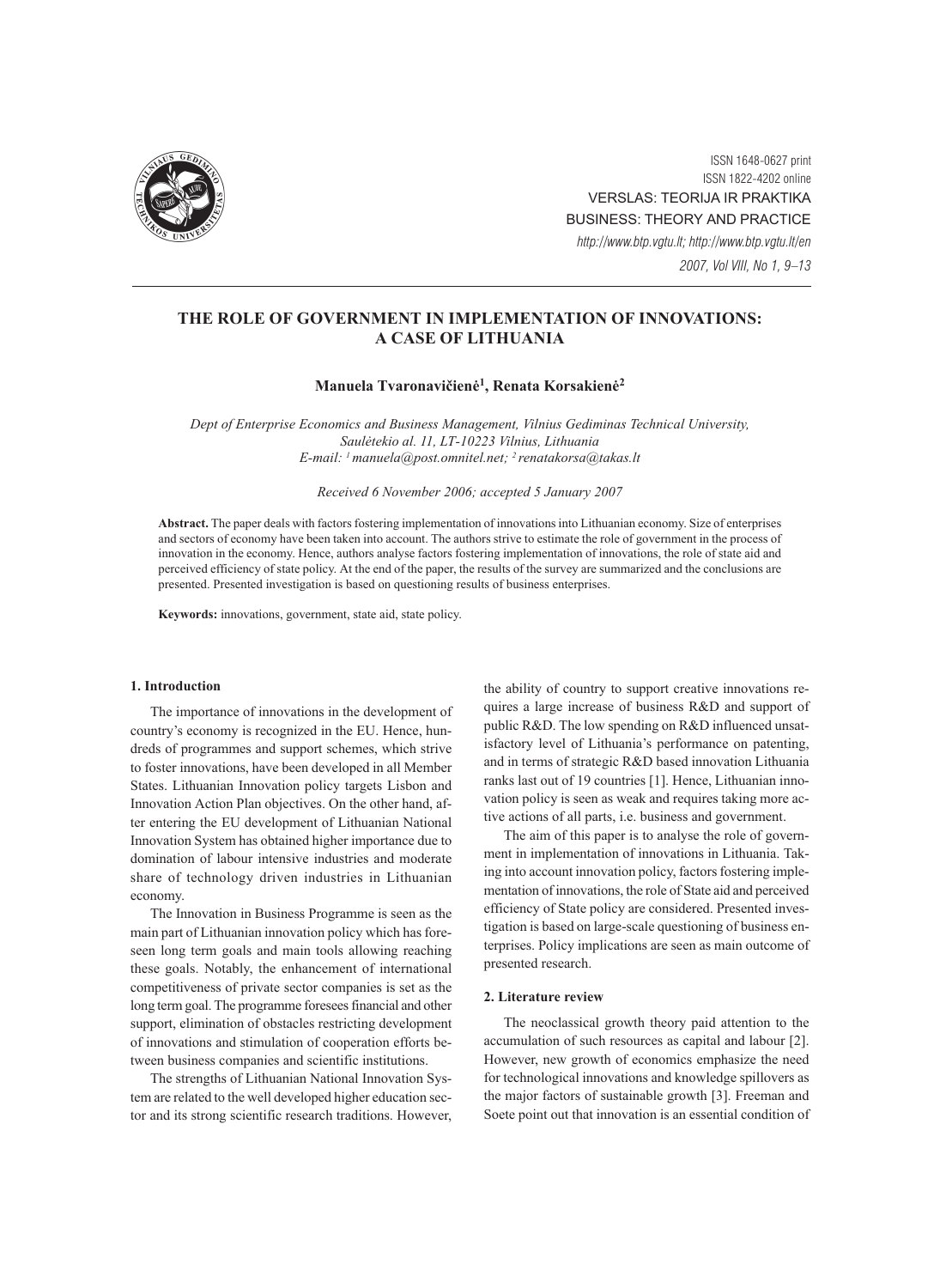# THE ROLE OF GOVERNMENT IN IMPLEMENTATION OF INNOVATIONS: A CASE OF LITHUANIA

**Manuela Tvaronavičienė[1], Renata Korsakienė[2]**

*Dept of Enterprise Economics and Business Management, Vilnius Gediminas Technical University, Saulėtekio al. 11, LT-10223 Vilnius, Lithuania*
*E-mail: [1] manuela@post.omnitel.net; [2] renatakorsa@takas.lt*

*Received 6 November 2006; accepted 5 January 2007*

**Abstract.** The paper deals with factors fostering implementation of innovations into Lithuanian economy. Size of enterprises and sectors of economy have been taken into account. The authors strive to estimate the role of government in the process of innovation in the economy. Hence, authors analyse factors fostering implementation of innovations, the role of state aid and perceived efficiency of state policy. At the end of the paper, the results of the survey are summarized and the conclusions are presented. Presented investigation is based on questioning results of business enterprises.

**Keywords:** innovations, government, state aid, state policy.

## 1. Introduction

The importance of innovations in the development of country's economy is recognized in the EU. Hence, hundreds of programmes and support schemes, which strive to foster innovations, have been developed in all Member States. Lithuanian Innovation policy targets Lisbon and Innovation Action Plan objectives. On the other hand, after entering the EU development of Lithuanian National Innovation System has obtained higher importance due to domination of labour intensive industries and moderate share of technology driven industries in Lithuanian economy.

The Innovation in Business Programme is seen as the main part of Lithuanian innovation policy which has foreseen long term goals and main tools allowing reaching these goals. Notably, the enhancement of international competitiveness of private sector companies is set as the long term goal. The programme foresees financial and other support, elimination of obstacles restricting development of innovations and stimulation of cooperation efforts between business companies and scientific institutions.

The strengths of Lithuanian National Innovation System are related to the well developed higher education sector and its strong scientific research traditions. However, the ability of country to support creative innovations requires a large increase of business R&D and support of public R&D. The low spending on R&D influenced unsatisfactory level of Lithuania's performance on patenting, and in terms of strategic R&D based innovation Lithuania ranks last out of 19 countries [1]. Hence, Lithuanian innovation policy is seen as weak and requires taking more active actions of all parts, i.e. business and government.

The aim of this paper is to analyse the role of government in implementation of innovations in Lithuania. Taking into account innovation policy, factors fostering implementation of innovations, the role of State aid and perceived efficiency of State policy are considered. Presented investigation is based on large-scale questioning of business enterprises. Policy implications are seen as main outcome of presented research.

## 2. Literature review

The neoclassical growth theory paid attention to the accumulation of such resources as capital and labour [2]. However, new growth of economics emphasize the need for technological innovations and knowledge spillovers as the major factors of sustainable growth [3]. Freeman and Soete point out that innovation is an essential condition of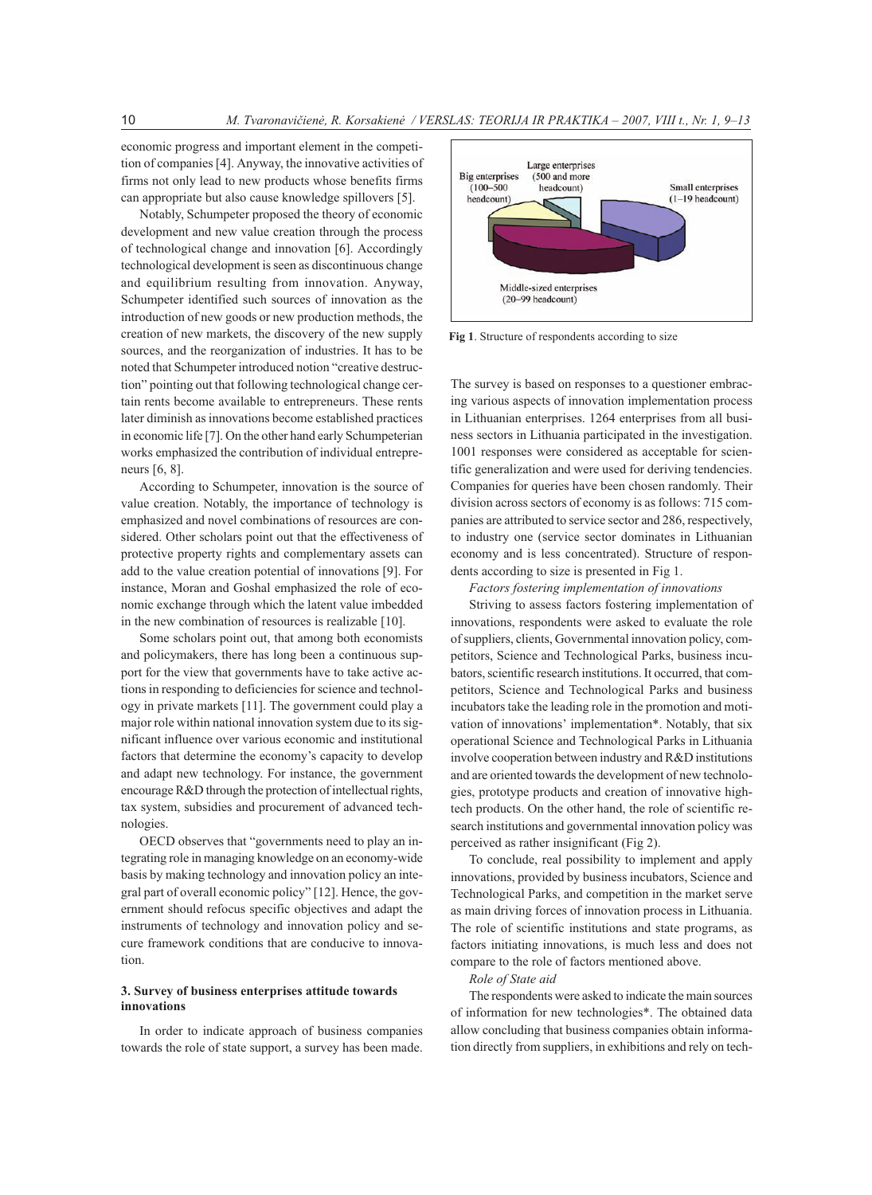economic progress and important element in the competition of companies [4]. Anyway, the innovative activities of firms not only lead to new products whose benefits firms can appropriate but also cause knowledge spillovers [5].

Notably, Schumpeter proposed the theory of economic development and new value creation through the process of technological change and innovation [6]. Accordingly technological development is seen as discontinuous change and equilibrium resulting from innovation. Anyway, Schumpeter identified such sources of innovation as the introduction of new goods or new production methods, the creation of new markets, the discovery of the new supply sources, and the reorganization of industries. It has to be noted that Schumpeter introduced notion "creative destruction" pointing out that following technological change certain rents become available to entrepreneurs. These rents later diminish as innovations become established practices in economic life [7]. On the other hand early Schumpeterian works emphasized the contribution of individual entrepreneurs [6, 8].

According to Schumpeter, innovation is the source of value creation. Notably, the importance of technology is emphasized and novel combinations of resources are considered. Other scholars point out that the effectiveness of protective property rights and complementary assets can add to the value creation potential of innovations [9]. For instance, Moran and Goshal emphasized the role of economic exchange through which the latent value imbedded in the new combination of resources is realizable [10].

Some scholars point out, that among both economists and policymakers, there has long been a continuous support for the view that governments have to take active actions in responding to deficiencies for science and technology in private markets [11]. The government could play a major role within national innovation system due to its significant influence over various economic and institutional factors that determine the economy's capacity to develop and adapt new technology. For instance, the government encourage R&D through the protection of intellectual rights, tax system, subsidies and procurement of advanced technologies.

OECD observes that "governments need to play an integrating role in managing knowledge on an economy-wide basis by making technology and innovation policy an integral part of overall economic policy" [12]. Hence, the government should refocus specific objectives and adapt the instruments of technology and innovation policy and secure framework conditions that are conducive to innovation.

### 3. Survey of business enterprises attitude towards innovations

In order to indicate approach of business companies towards the role of state support, a survey has been made.

Large enterprises (500 and more headcount)
Big enterprises (100–500 headcount)
Small enterprises (1–19 headcount)
Middle-sized enterprises (20–99 headcount)

**Fig 1**. Structure of respondents according to size

The survey is based on responses to a questioner embracing various aspects of innovation implementation process in Lithuanian enterprises. 1264 enterprises from all business sectors in Lithuania participated in the investigation. 1001 responses were considered as acceptable for scientific generalization and were used for deriving tendencies. Companies for queries have been chosen randomly. Their division across sectors of economy is as follows: 715 companies are attributed to service sector and 286, respectively, to industry one (service sector dominates in Lithuanian economy and is less concentrated). Structure of respondents according to size is presented in Fig 1.

*Factors fostering implementation of innovations*

Striving to assess factors fostering implementation of innovations, respondents were asked to evaluate the role of suppliers, clients, Governmental innovation policy, competitors, Science and Technological Parks, business incubators, scientific research institutions. It occurred, that competitors, Science and Technological Parks and business incubators take the leading role in the promotion and motivation of innovations' implementation*. Notably, that six operational Science and Technological Parks in Lithuania involve cooperation between industry and R&D institutions and are oriented towards the development of new technologies, prototype products and creation of innovative high-tech products. On the other hand, the role of scientific research institutions and governmental innovation policy was perceived as rather insignificant (Fig 2).

To conclude, real possibility to implement and apply innovations, provided by business incubators, Science and Technological Parks, and competition in the market serve as main driving forces of innovation process in Lithuania. The role of scientific institutions and state programs, as factors initiating innovations, is much less and does not compare to the role of factors mentioned above.

*Role of State aid*

The respondents were asked to indicate the main sources of information for new technologies*. The obtained data allow concluding that business companies obtain information directly from suppliers, in exhibitions and rely on tech-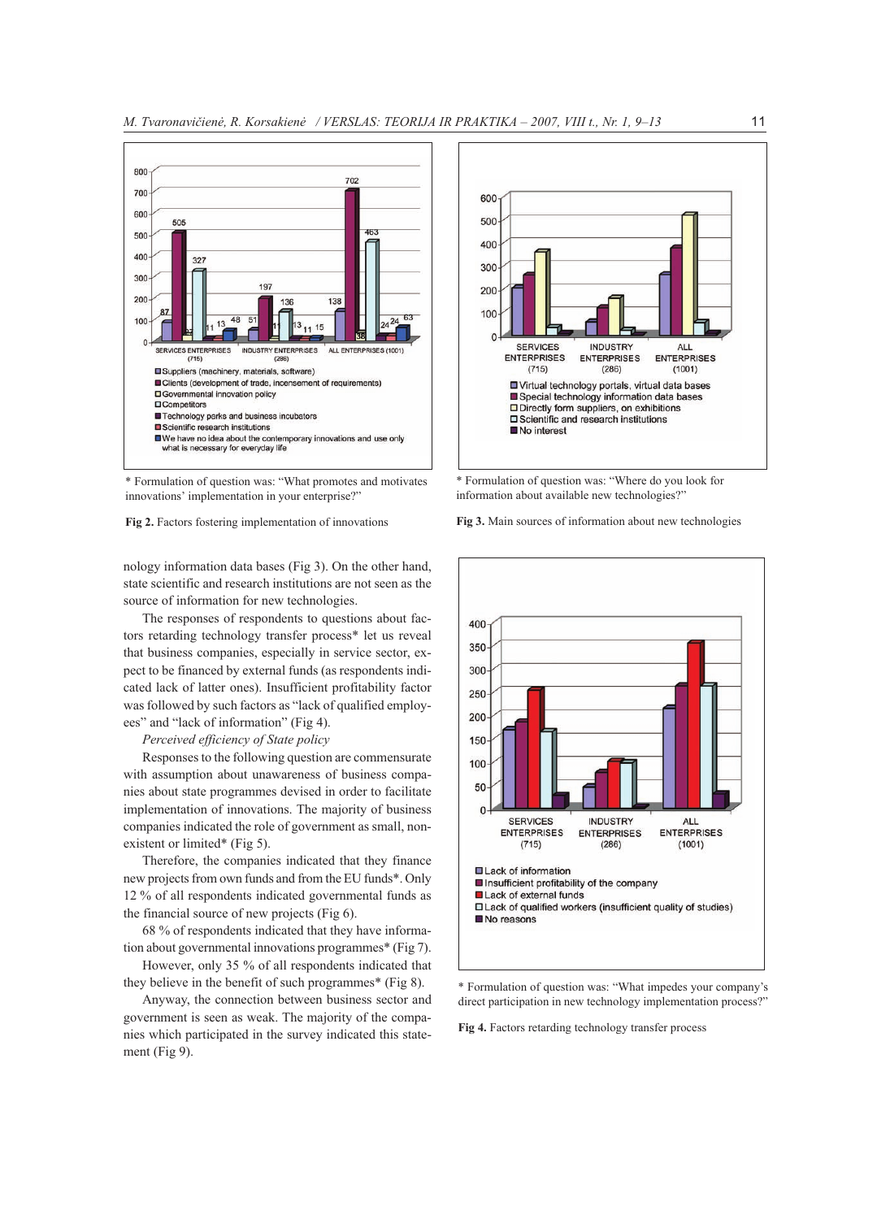\* Formulation of question was: "What promotes and motivates innovations' implementation in your enterprise?"

**Fig 2.** Factors fostering implementation of innovations

\* Formulation of question was: "Where do you look for information about available new technologies?"

**Fig 3.** Main sources of information about new technologies

nology information data bases (Fig 3). On the other hand, state scientific and research institutions are not seen as the source of information for new technologies.

The responses of respondents to questions about factors retarding technology transfer process* let us reveal that business companies, especially in service sector, expect to be financed by external funds (as respondents indicated lack of latter ones). Insufficient profitability factor was followed by such factors as "lack of qualified employees" and "lack of information" (Fig 4).

*Perceived efficiency of State policy*

Responses to the following question are commensurate with assumption about unawareness of business companies about state programmes devised in order to facilitate implementation of innovations. The majority of business companies indicated the role of government as small, non-existent or limited* (Fig 5).

Therefore, the companies indicated that they finance new projects from own funds and from the EU funds*. Only 12 % of all respondents indicated governmental funds as the financial source of new projects (Fig 6).

68 % of respondents indicated that they have information about governmental innovations programmes* (Fig 7).

However, only 35 % of all respondents indicated that they believe in the benefit of such programmes* (Fig 8).

Anyway, the connection between business sector and government is seen as weak. The majority of the companies which participated in the survey indicated this statement (Fig 9).

\* Formulation of question was: "What impedes your company's direct participation in new technology implementation process?"

**Fig 4.** Factors retarding technology transfer process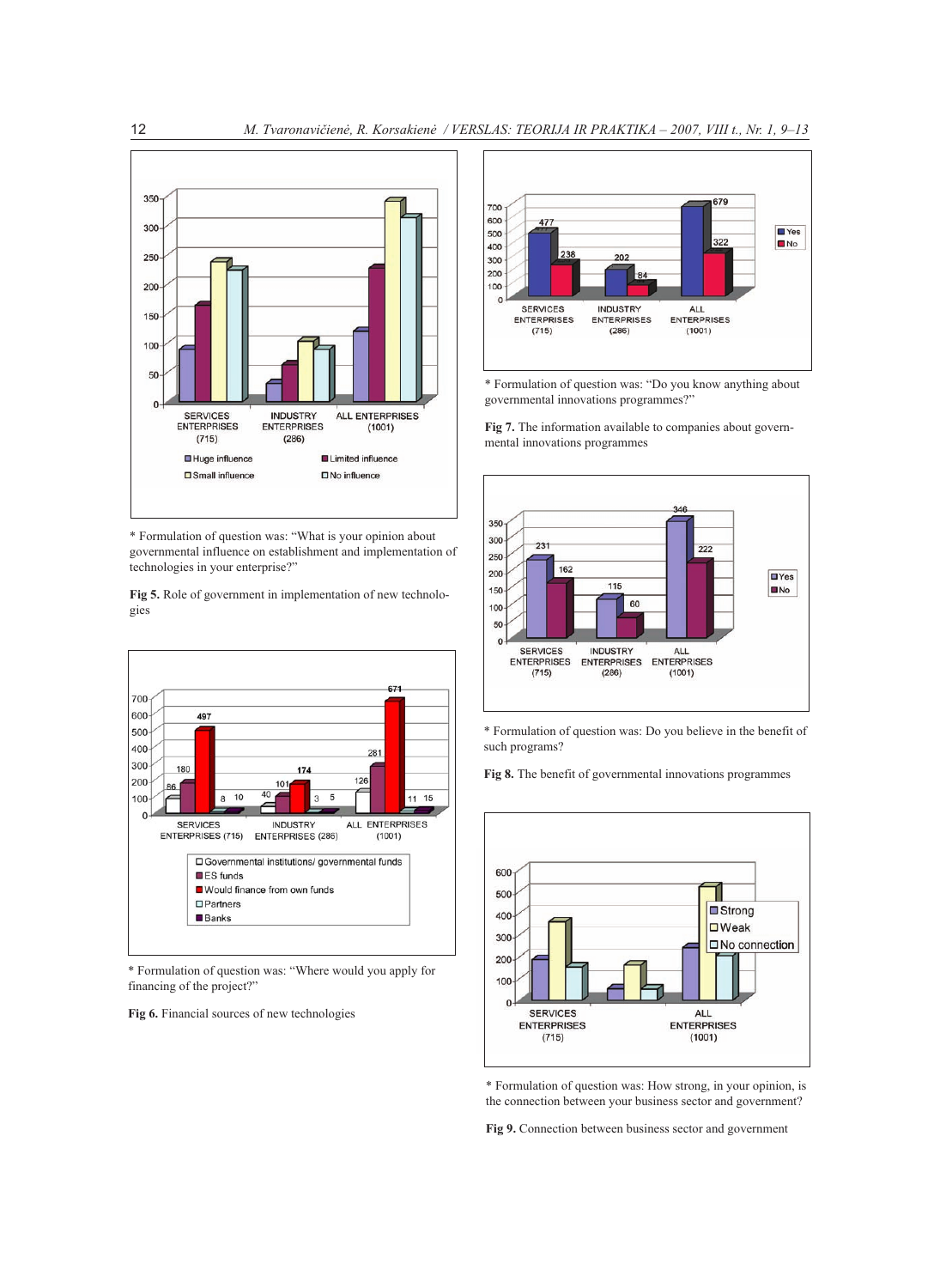\* Formulation of question was: "What is your opinion about governmental influence on establishment and implementation of technologies in your enterprise?"

**Fig 5.** Role of government in implementation of new technologies

\* Formulation of question was: "Where would you apply for financing of the project?"

**Fig 6.** Financial sources of new technologies

\* Formulation of question was: "Do you know anything about governmental innovations programmes?"

**Fig 7.** The information available to companies about governmental innovations programmes

\* Formulation of question was: Do you believe in the benefit of such programs?

**Fig 8.** The benefit of governmental innovations programmes

\* Formulation of question was: How strong, in your opinion, is the connection between your business sector and government?

**Fig 9.** Connection between business sector and government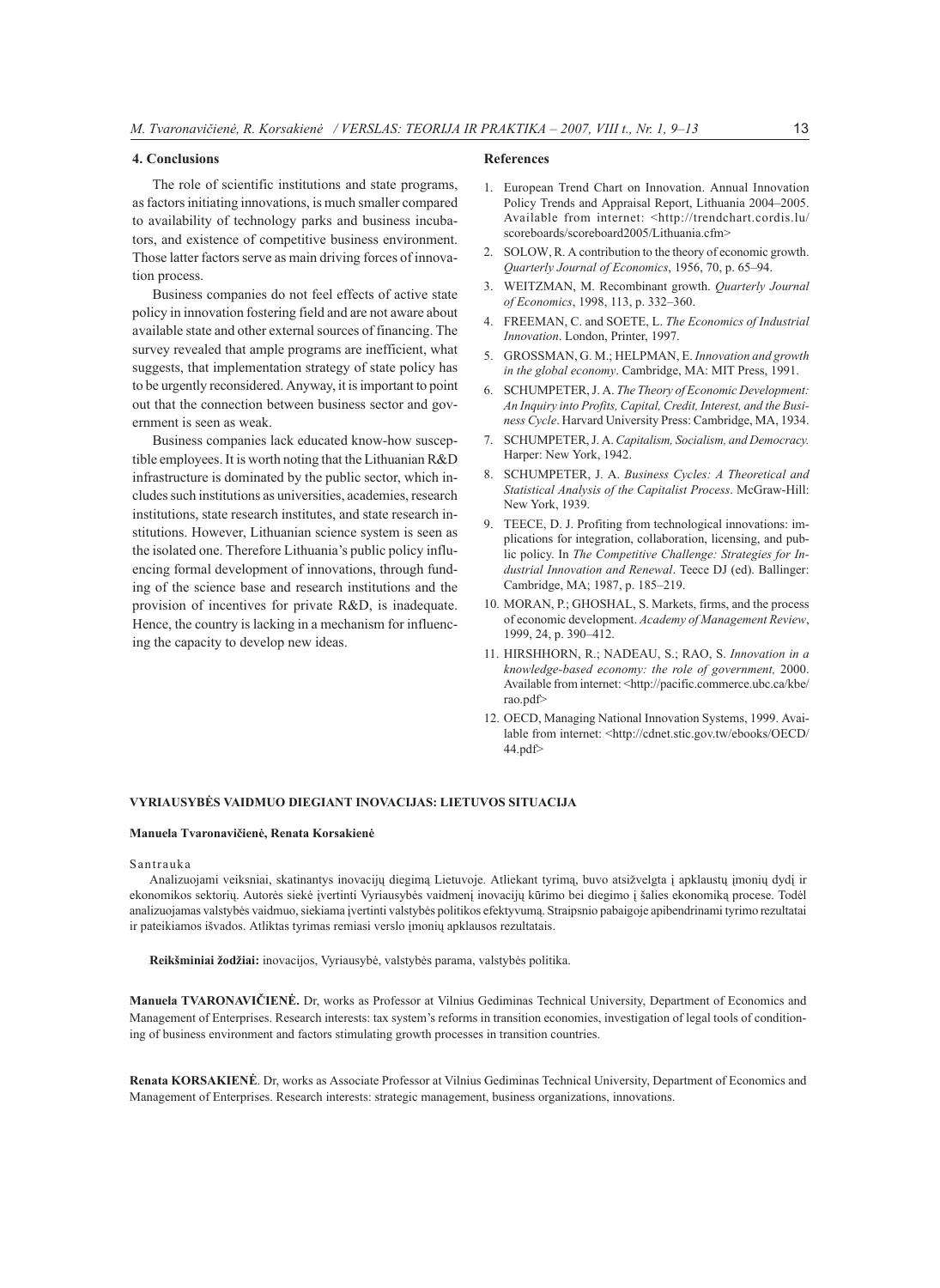## 4. Conclusions

The role of scientific institutions and state programs, as factors initiating innovations, is much smaller compared to availability of technology parks and business incubators, and existence of competitive business environment. Those latter factors serve as main driving forces of innovation process.

Business companies do not feel effects of active state policy in innovation fostering field and are not aware about available state and other external sources of financing. The survey revealed that ample programs are inefficient, what suggests, that implementation strategy of state policy has to be urgently reconsidered. Anyway, it is important to point out that the connection between business sector and government is seen as weak.

Business companies lack educated know-how susceptible employees. It is worth noting that the Lithuanian R&D infrastructure is dominated by the public sector, which includes such institutions as universities, academies, research institutions, state research institutes, and state research institutions. However, Lithuanian science system is seen as the isolated one. Therefore Lithuania's public policy influencing formal development of innovations, through funding of the science base and research institutions and the provision of incentives for private R&D, is inadequate. Hence, the country is lacking in a mechanism for influencing the capacity to develop new ideas.

## References

1. European Trend Chart on Innovation. Annual Innovation Policy Trends and Appraisal Report, Lithuania 2004–2005. Available from internet: <http://trendchart.cordis.lu/scoreboards/scoreboard2005/Lithuania.cfm>
2. SOLOW, R. A contribution to the theory of economic growth. *Quarterly Journal of Economics*, 1956, 70, p. 65–94.
3. WEITZMAN, M. Recombinant growth. *Quarterly Journal of Economics*, 1998, 113, p. 332–360.
4. FREEMAN, C. and SOETE, L. *The Economics of Industrial Innovation*. London, Printer, 1997.
5. GROSSMAN, G. M.; HELPMAN, E. *Innovation and growth in the global economy*. Cambridge, MA: MIT Press, 1991.
6. SCHUMPETER, J. A. *The Theory of Economic Development: An Inquiry into Profits, Capital, Credit, Interest, and the Business Cycle*. Harvard University Press: Cambridge, MA, 1934.
7. SCHUMPETER, J. A. *Capitalism, Socialism, and Democracy.* Harper: New York, 1942.
8. SCHUMPETER, J. A. *Business Cycles: A Theoretical and Statistical Analysis of the Capitalist Process*. McGraw-Hill: New York, 1939.
9. TEECE, D. J. Profiting from technological innovations: implications for integration, collaboration, licensing, and public policy. In *The Competitive Challenge: Strategies for Industrial Innovation and Renewal*. Teece DJ (ed). Ballinger: Cambridge, MA; 1987, p. 185–219.
10. MORAN, P.; GHOSHAL, S. Markets, firms, and the process of economic development. *Academy of Management Review*, 1999, 24, p. 390–412.
11. HIRSHHORN, R.; NADEAU, S.; RAO, S. *Innovation in a knowledge-based economy: the role of government,* 2000. Available from internet: <http://pacific.commerce.ubc.ca/kbe/rao.pdf>
12. OECD, Managing National Innovation Systems, 1999. Available from internet: <http://cdnet.stic.gov.tw/ebooks/OECD/44.pdf>

## VYRIAUSYBĖS VAIDMUO DIEGIANT INOVACIJAS: LIETUVOS SITUACIJA

**Manuela Tvaronavičienė, Renata Korsakienė**

Santrauka

Analizuojami veiksniai, skatinantys inovacijų diegimą Lietuvoje. Atliekant tyrimą, buvo atsižvelgta į apklaustų įmonių dydį ir ekonomikos sektorių. Autorės siekė įvertinti Vyriausybės vaidmenį inovacijų kūrimo bei diegimo į šalies ekonomiką procese. Todėl analizuojamas valstybės vaidmuo, siekiama įvertinti valstybės politikos efektyvumą. Straipsnio pabaigoje apibendrinami tyrimo rezultatai ir pateikiamos išvados. Atliktas tyrimas remiasi verslo įmonių apklausos rezultatais.

**Reikšminiai žodžiai:** inovacijos, Vyriausybė, valstybės parama, valstybės politika.

**Manuela TVARONAVIČIENĖ.** Dr, works as Professor at Vilnius Gediminas Technical University, Department of Economics and Management of Enterprises. Research interests: tax system's reforms in transition economies, investigation of legal tools of conditioning of business environment and factors stimulating growth processes in transition countries.

**Renata KORSAKIENĖ**. Dr, works as Associate Professor at Vilnius Gediminas Technical University, Department of Economics and Management of Enterprises. Research interests: strategic management, business organizations, innovations.